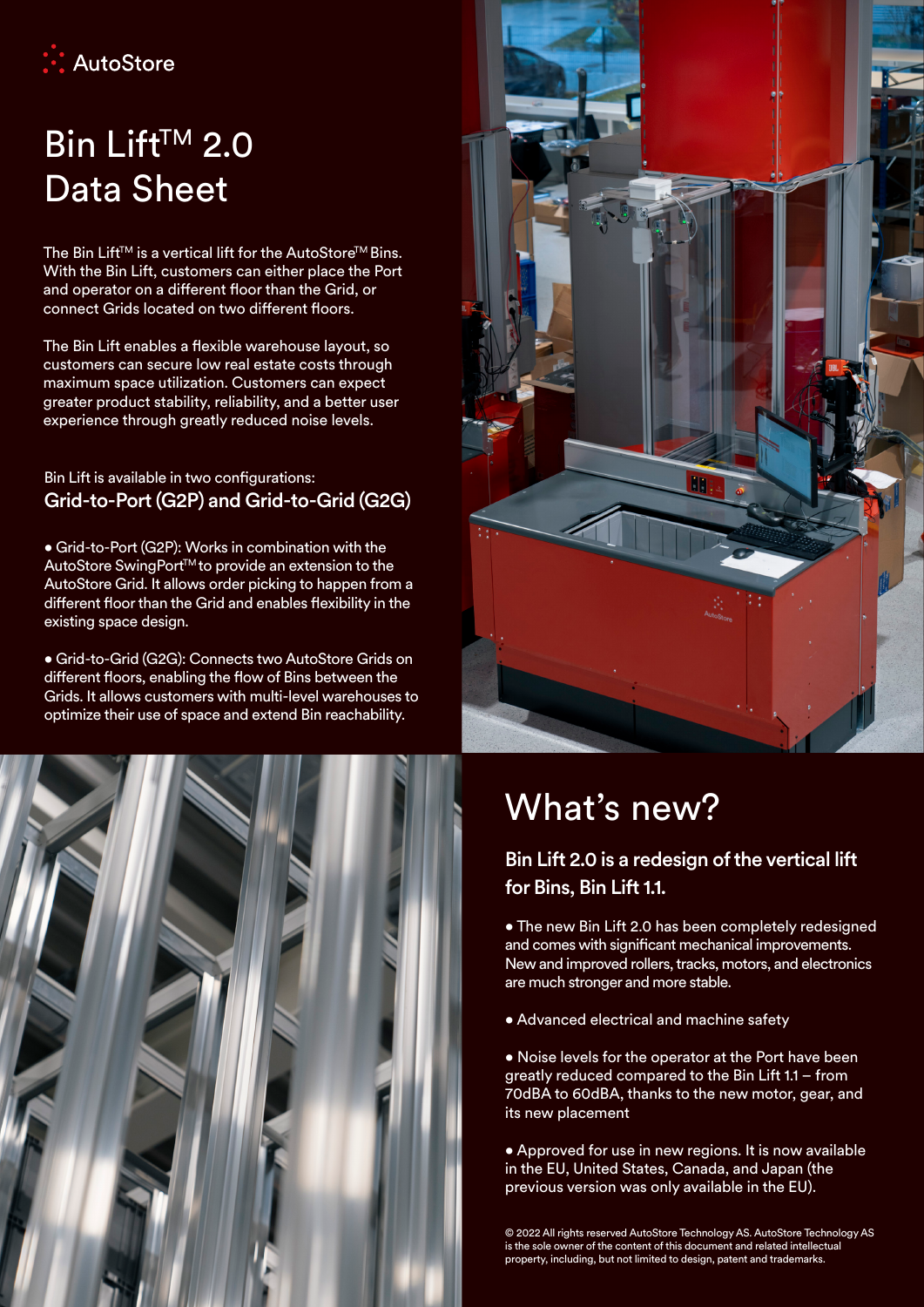AutoStore

# Bin Lift™ 2.0 Data Sheet

The Bin Lift™ is a vertical lift for the AutoStore™ Bins. With the Bin Lift, customers can either place the Port and operator on a different floor than the Grid, or connect Grids located on two different floors.

The Bin Lift enables a flexible warehouse layout, so customers can secure low real estate costs through maximum space utilization. Customers can expect greater product stability, reliability, and a better user experience through greatly reduced noise levels.

Bin Lift is available in two configurations:

**Grid-to-Port (G2P) and Grid-to-Grid (G2G)**

- Grid-to-Port (G2P): Works in combination with the AutoStore SwingPort™ to provide an extension to the AutoStore Grid. It allows order picking to happen from a different floor than the Grid and enables flexibility in the existing space design.

- Grid-to-Grid (G2G): Connects two AutoStore Grids on different floors, enabling the flow of Bins between the Grids. It allows customers with multi-level warehouses to optimize their use of space and extend Bin reachability.

## What's new?

### Bin Lift 2.0 is a redesign of the vertical lift for Bins, Bin Lift 1.1.

- The new Bin Lift 2.0 has been completely redesigned and comes with significant mechanical improvements. New and improved rollers, tracks, motors, and electronics are much stronger and more stable.

- Advanced electrical and machine safety

- Noise levels for the operator at the Port have been greatly reduced compared to the Bin Lift 1.1 – from 70dBA to 60dBA, thanks to the new motor, gear, and its new placement

- Approved for use in new regions. It is now available in the EU, United States, Canada, and Japan (the previous version was only available in the EU).

© 2022 All rights reserved AutoStore Technology AS. AutoStore Technology AS is the sole owner of the content of this document and related intellectual property, including, but not limited to design, patent and trademarks.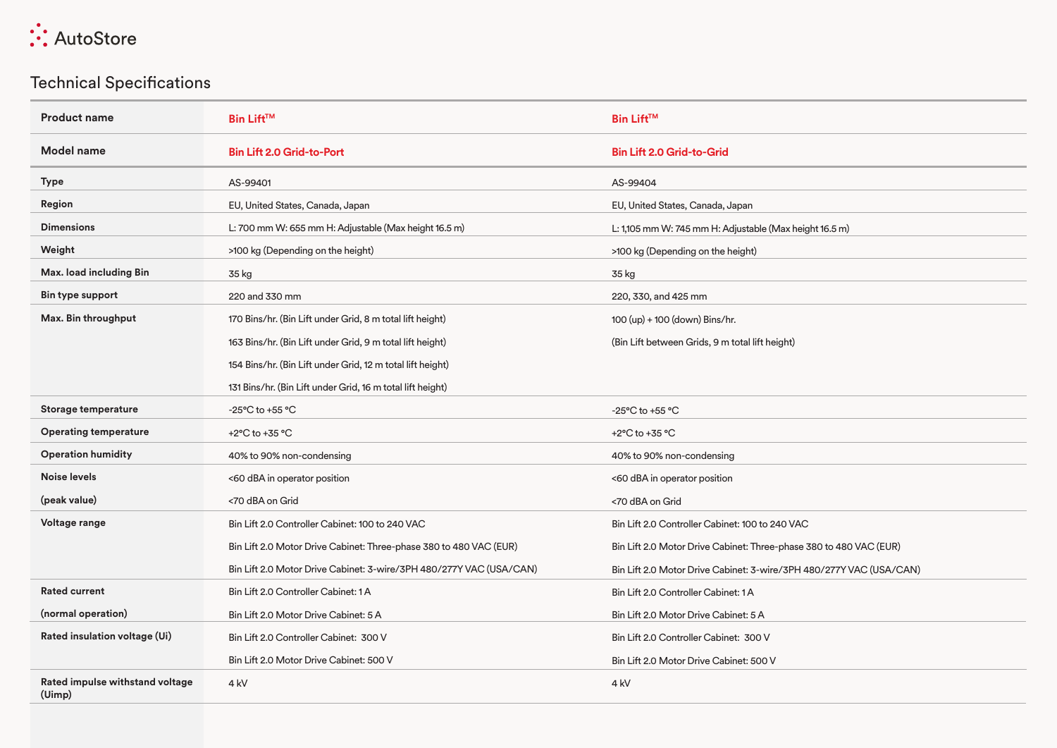## Technical Specifications

| Product name | Bin Lift™ | Bin Lift™ |
|---|---|---|
| **Model name** | **Bin Lift 2.0 Grid-to-Port** | **Bin Lift 2.0 Grid-to-Grid** |
| **Type** | AS-99401 | AS-99404 |
| **Region** | EU, United States, Canada, Japan | EU, United States, Canada, Japan |
| **Dimensions** | L: 700 mm W: 655 mm H: Adjustable (Max height 16.5 m) | L: 1,105 mm W: 745 mm H: Adjustable (Max height 16.5 m) |
| **Weight** | >100 kg (Depending on the height) | >100 kg (Depending on the height) |
| **Max. load including Bin** | 35 kg | 35 kg |
| **Bin type support** | 220 and 330 mm | 220, 330, and 425 mm |
| **Max. Bin throughput** | 170 Bins/hr. (Bin Lift under Grid, 8 m total lift height)<br>163 Bins/hr. (Bin Lift under Grid, 9 m total lift height)<br>154 Bins/hr. (Bin Lift under Grid, 12 m total lift height)<br>131 Bins/hr. (Bin Lift under Grid, 16 m total lift height) | 100 (up) + 100 (down) Bins/hr.<br>(Bin Lift between Grids, 9 m total lift height) |
| **Storage temperature** | -25°C to +55 °C | -25°C to +55 °C |
| **Operating temperature** | +2°C to +35 °C | +2°C to +35 °C |
| **Operation humidity** | 40% to 90% non-condensing | 40% to 90% non-condensing |
| **Noise levels (peak value)** | <60 dBA in operator position<br><70 dBA on Grid | <60 dBA in operator position<br><70 dBA on Grid |
| **Voltage range** | Bin Lift 2.0 Controller Cabinet: 100 to 240 VAC<br>Bin Lift 2.0 Motor Drive Cabinet: Three-phase 380 to 480 VAC (EUR)<br>Bin Lift 2.0 Motor Drive Cabinet: 3-wire/3PH 480/277Y VAC (USA/CAN) | Bin Lift 2.0 Controller Cabinet: 100 to 240 VAC<br>Bin Lift 2.0 Motor Drive Cabinet: Three-phase 380 to 480 VAC (EUR)<br>Bin Lift 2.0 Motor Drive Cabinet: 3-wire/3PH 480/277Y VAC (USA/CAN) |
| **Rated current (normal operation)** | Bin Lift 2.0 Controller Cabinet: 1 A<br>Bin Lift 2.0 Motor Drive Cabinet: 5 A | Bin Lift 2.0 Controller Cabinet: 1 A<br>Bin Lift 2.0 Motor Drive Cabinet: 5 A |
| **Rated insulation voltage (Ui)** | Bin Lift 2.0 Controller Cabinet: 300 V<br>Bin Lift 2.0 Motor Drive Cabinet: 500 V | Bin Lift 2.0 Controller Cabinet: 300 V<br>Bin Lift 2.0 Motor Drive Cabinet: 500 V |
| **Rated impulse withstand voltage (Uimp)** | 4 kV | 4 kV |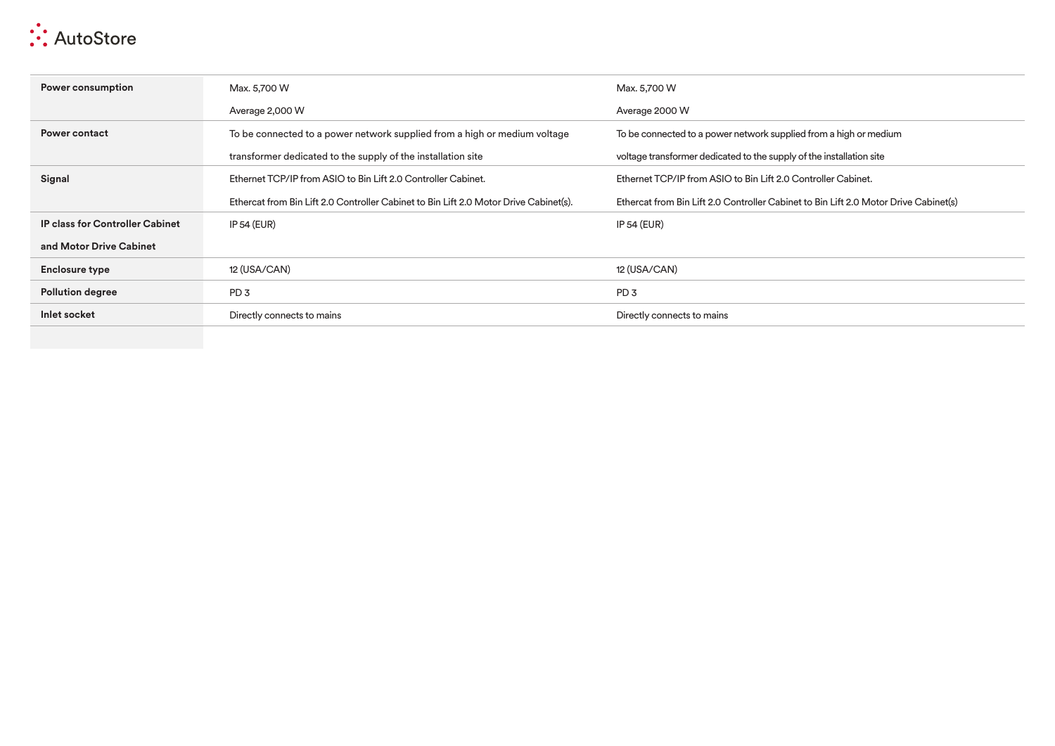| | | |
|---|---|---|
| **Power consumption** | Max. 5,700 W<br>Average 2,000 W | Max. 5,700 W<br>Average 2000 W |
| **Power contact** | To be connected to a power network supplied from a high or medium voltage transformer dedicated to the supply of the installation site | To be connected to a power network supplied from a high or medium voltage transformer dedicated to the supply of the installation site |
| **Signal** | Ethernet TCP/IP from ASIO to Bin Lift 2.0 Controller Cabinet.<br>Ethercat from Bin Lift 2.0 Controller Cabinet to Bin Lift 2.0 Motor Drive Cabinet(s). | Ethernet TCP/IP from ASIO to Bin Lift 2.0 Controller Cabinet.<br>Ethercat from Bin Lift 2.0 Controller Cabinet to Bin Lift 2.0 Motor Drive Cabinet(s) |
| **IP class for Controller Cabinet and Motor Drive Cabinet** | IP 54 (EUR) | IP 54 (EUR) |
| **Enclosure type** | 12 (USA/CAN) | 12 (USA/CAN) |
| **Pollution degree** | PD 3 | PD 3 |
| **Inlet socket** | Directly connects to mains | Directly connects to mains |